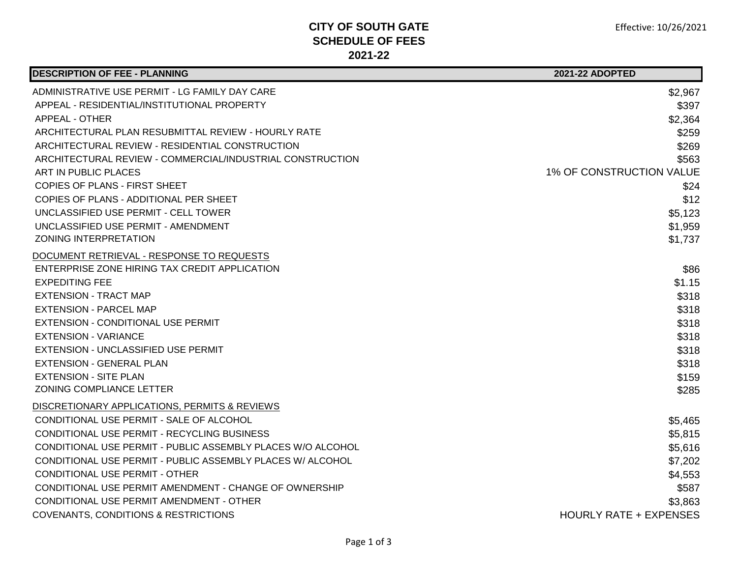# CITY OF SOUTH GATE
## SCHEDULE OF FEES
## 2021-22

Effective: 10/26/2021

| DESCRIPTION OF FEE - PLANNING | 2021-22 ADOPTED |
|---|---|
| ADMINISTRATIVE USE PERMIT - LG FAMILY DAY CARE | $2,967 |
| APPEAL - RESIDENTIAL/INSTITUTIONAL PROPERTY | $397 |
| APPEAL - OTHER | $2,364 |
| ARCHITECTURAL PLAN RESUBMITTAL REVIEW - HOURLY RATE | $259 |
| ARCHITECTURAL REVIEW - RESIDENTIAL CONSTRUCTION | $269 |
| ARCHITECTURAL REVIEW - COMMERCIAL/INDUSTRIAL CONSTRUCTION | $563 |
| ART IN PUBLIC PLACES | 1% OF CONSTRUCTION VALUE |
| COPIES OF PLANS - FIRST SHEET | $24 |
| COPIES OF PLANS - ADDITIONAL PER SHEET | $12 |
| UNCLASSIFIED USE PERMIT - CELL TOWER | $5,123 |
| UNCLASSIFIED USE PERMIT - AMENDMENT | $1,959 |
| ZONING INTERPRETATION | $1,737 |
| DOCUMENT RETRIEVAL - RESPONSE TO REQUESTS | |
| ENTERPRISE ZONE HIRING TAX CREDIT APPLICATION | $86 |
| EXPEDITING FEE | $1.15 |
| EXTENSION - TRACT MAP | $318 |
| EXTENSION - PARCEL MAP | $318 |
| EXTENSION - CONDITIONAL USE PERMIT | $318 |
| EXTENSION - VARIANCE | $318 |
| EXTENSION - UNCLASSIFIED USE PERMIT | $318 |
| EXTENSION - GENERAL PLAN | $318 |
| EXTENSION - SITE PLAN | $159 |
| ZONING COMPLIANCE LETTER | $285 |
| DISCRETIONARY APPLICATIONS, PERMITS & REVIEWS | |
| CONDITIONAL USE PERMIT - SALE OF ALCOHOL | $5,465 |
| CONDITIONAL USE PERMIT - RECYCLING BUSINESS | $5,815 |
| CONDITIONAL USE PERMIT - PUBLIC ASSEMBLY PLACES W/O ALCOHOL | $5,616 |
| CONDITIONAL USE PERMIT - PUBLIC ASSEMBLY PLACES W/ ALCOHOL | $7,202 |
| CONDITIONAL USE PERMIT - OTHER | $4,553 |
| CONDITIONAL USE PERMIT AMENDMENT - CHANGE OF OWNERSHIP | $587 |
| CONDITIONAL USE PERMIT AMENDMENT - OTHER | $3,863 |
| COVENANTS, CONDITIONS & RESTRICTIONS | HOURLY RATE + EXPENSES |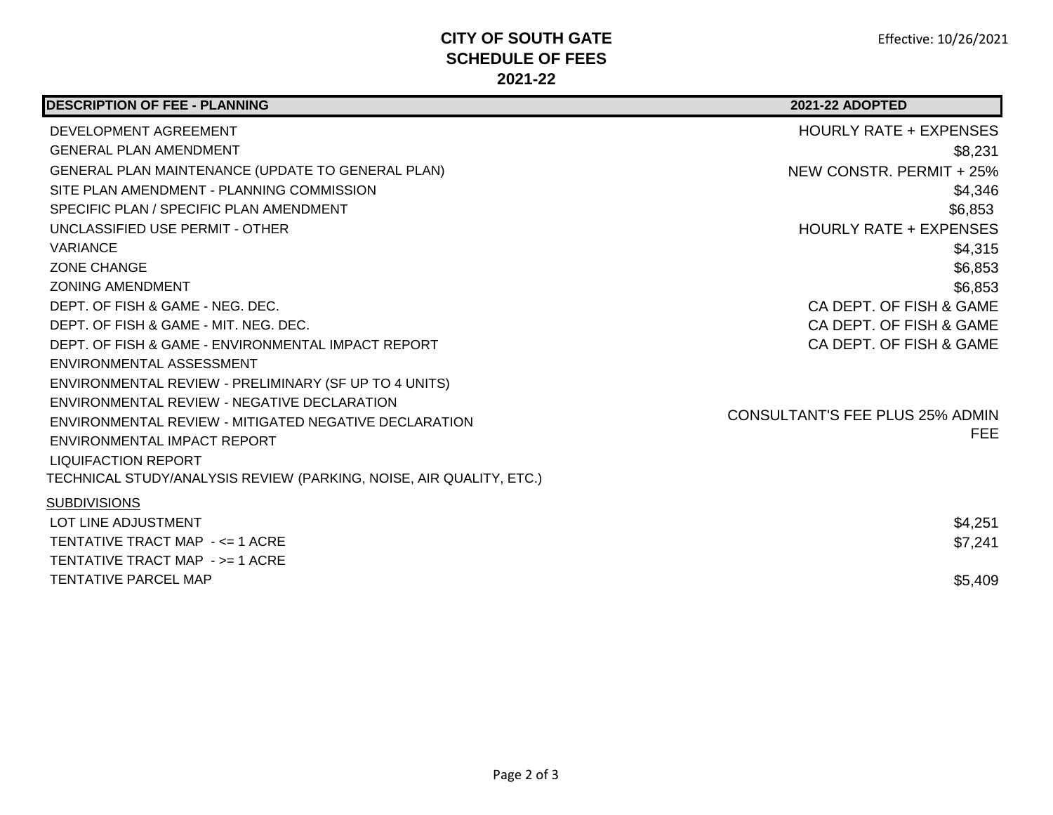# CITY OF SOUTH GATE
## SCHEDULE OF FEES
## 2021-22

Effective: 10/26/2021

| DESCRIPTION OF FEE - PLANNING | 2021-22 ADOPTED |
|---|---|
| DEVELOPMENT AGREEMENT | HOURLY RATE + EXPENSES |
| GENERAL PLAN AMENDMENT | $8,231 |
| GENERAL PLAN MAINTENANCE (UPDATE TO GENERAL PLAN) | NEW CONSTR. PERMIT + 25% |
| SITE PLAN AMENDMENT - PLANNING COMMISSION | $4,346 |
| SPECIFIC PLAN / SPECIFIC PLAN AMENDMENT | $6,853 |
| UNCLASSIFIED USE PERMIT - OTHER | HOURLY RATE + EXPENSES |
| VARIANCE | $4,315 |
| ZONE CHANGE | $6,853 |
| ZONING AMENDMENT | $6,853 |
| DEPT. OF FISH & GAME - NEG. DEC. | CA DEPT. OF FISH & GAME |
| DEPT. OF FISH & GAME - MIT. NEG. DEC. | CA DEPT. OF FISH & GAME |
| DEPT. OF FISH & GAME - ENVIRONMENTAL IMPACT REPORT | CA DEPT. OF FISH & GAME |
| ENVIRONMENTAL ASSESSMENT | CONSULTANT'S FEE PLUS 25% ADMIN FEE |
| ENVIRONMENTAL REVIEW - PRELIMINARY (SF UP TO 4 UNITS) | CONSULTANT'S FEE PLUS 25% ADMIN FEE |
| ENVIRONMENTAL REVIEW - NEGATIVE DECLARATION | CONSULTANT'S FEE PLUS 25% ADMIN FEE |
| ENVIRONMENTAL REVIEW - MITIGATED NEGATIVE DECLARATION | CONSULTANT'S FEE PLUS 25% ADMIN FEE |
| ENVIRONMENTAL IMPACT REPORT | CONSULTANT'S FEE PLUS 25% ADMIN FEE |
| LIQUIFACTION REPORT | CONSULTANT'S FEE PLUS 25% ADMIN FEE |
| TECHNICAL STUDY/ANALYSIS REVIEW (PARKING, NOISE, AIR QUALITY, ETC.) | CONSULTANT'S FEE PLUS 25% ADMIN FEE |
| SUBDIVISIONS | |
| LOT LINE ADJUSTMENT | $4,251 |
| TENTATIVE TRACT MAP - <= 1 ACRE | $7,241 |
| TENTATIVE TRACT MAP - >= 1 ACRE | |
| TENTATIVE PARCEL MAP | $5,409 |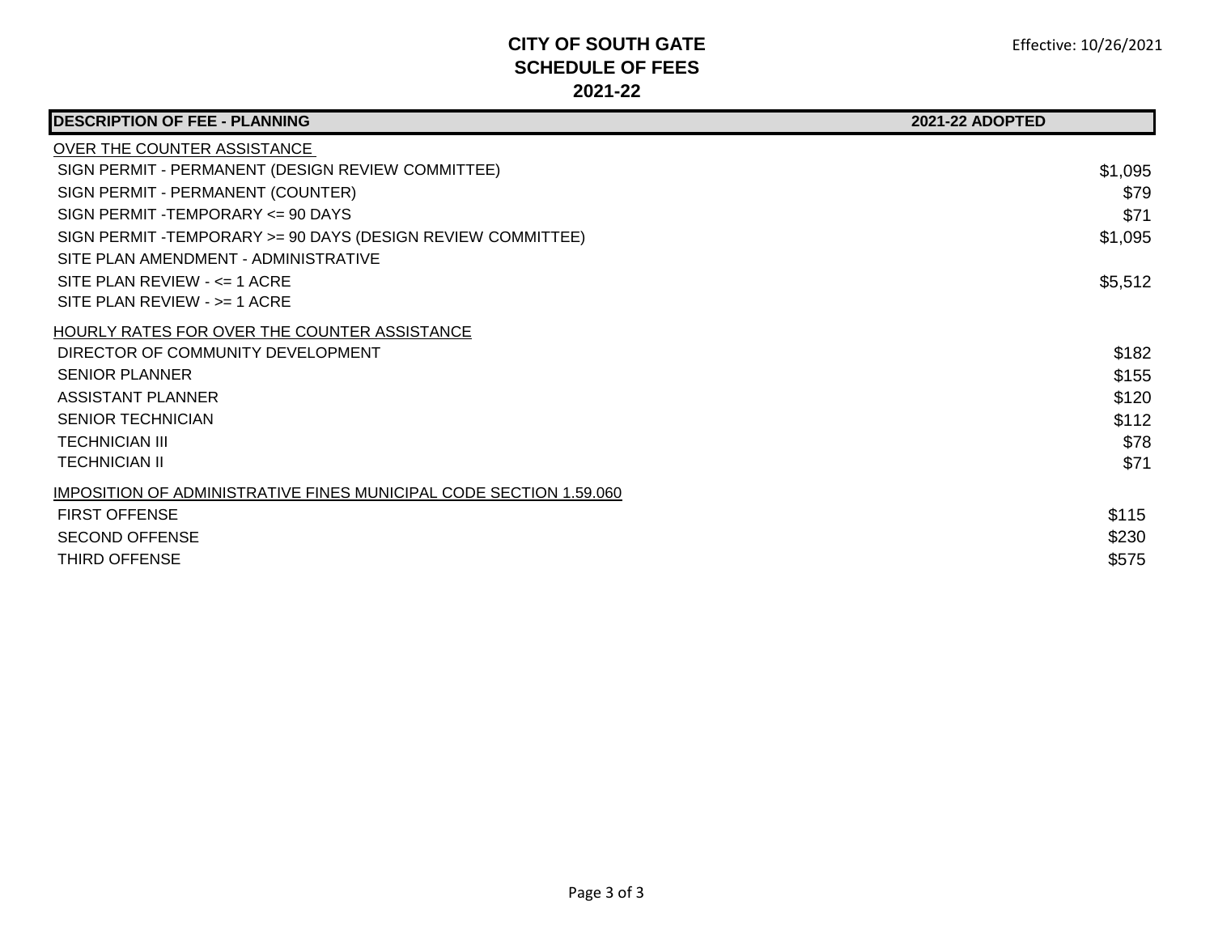**CITY OF SOUTH GATE**
**SCHEDULE OF FEES**
**2021-22**

Effective: 10/26/2021

| DESCRIPTION OF FEE - PLANNING | 2021-22 ADOPTED |
|---|---|
| OVER THE COUNTER ASSISTANCE | |
| SIGN PERMIT - PERMANENT (DESIGN REVIEW COMMITTEE) | $1,095 |
| SIGN PERMIT - PERMANENT (COUNTER) | $79 |
| SIGN PERMIT -TEMPORARY <= 90 DAYS | $71 |
| SIGN PERMIT -TEMPORARY >= 90 DAYS (DESIGN REVIEW COMMITTEE) | $1,095 |
| SITE PLAN AMENDMENT - ADMINISTRATIVE | |
| SITE PLAN REVIEW - <= 1 ACRE | $5,512 |
| SITE PLAN REVIEW - >= 1 ACRE | |
| HOURLY RATES FOR OVER THE COUNTER ASSISTANCE | |
| DIRECTOR OF COMMUNITY DEVELOPMENT | $182 |
| SENIOR PLANNER | $155 |
| ASSISTANT PLANNER | $120 |
| SENIOR TECHNICIAN | $112 |
| TECHNICIAN III | $78 |
| TECHNICIAN II | $71 |
| IMPOSITION OF ADMINISTRATIVE FINES MUNICIPAL CODE SECTION 1.59.060 | |
| FIRST OFFENSE | $115 |
| SECOND OFFENSE | $230 |
| THIRD OFFENSE | $575 |